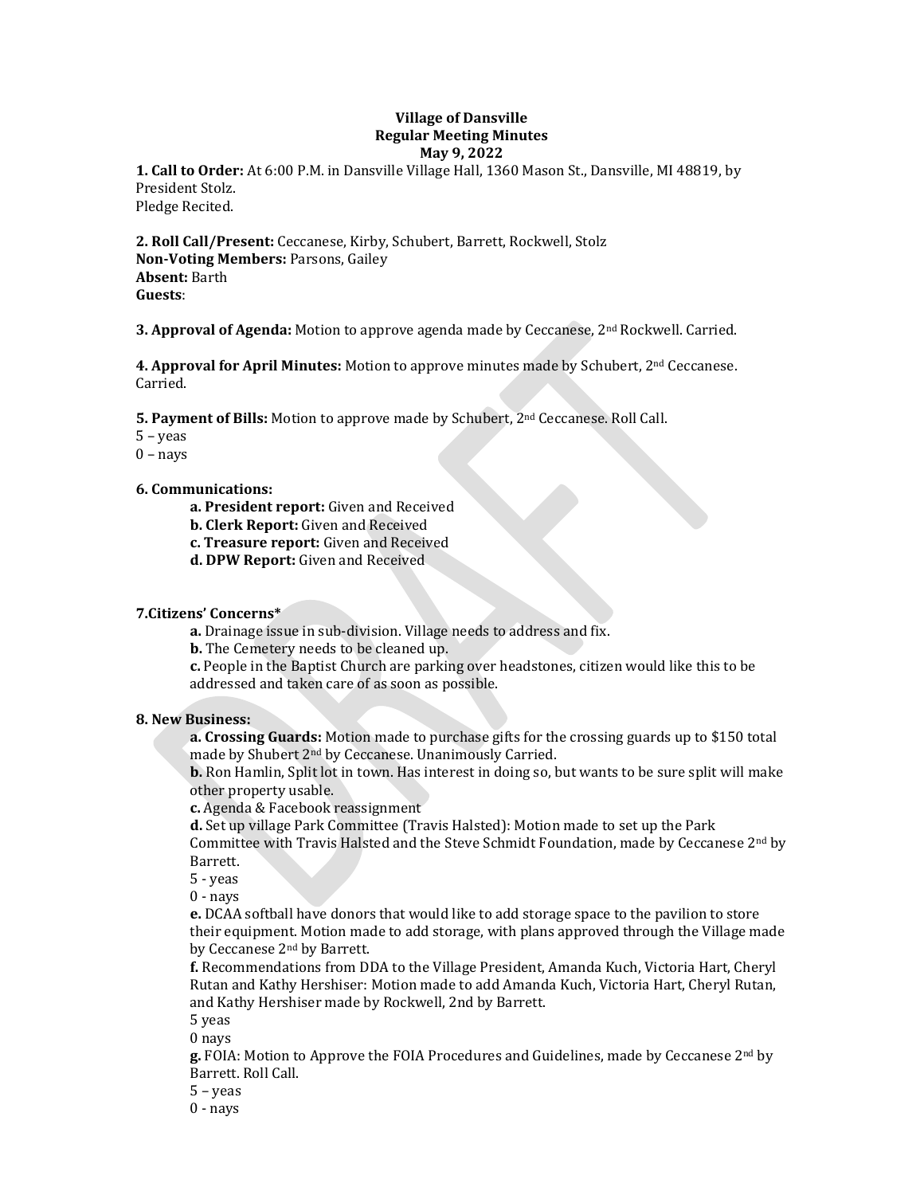**Village of Dansville**
**Regular Meeting Minutes**
**May 9, 2022**

**1. Call to Order:** At 6:00 P.M. in Dansville Village Hall, 1360 Mason St., Dansville, MI 48819, by President Stolz.
Pledge Recited.

**2. Roll Call/Present:** Ceccanese, Kirby, Schubert, Barrett, Rockwell, Stolz
**Non-Voting Members:** Parsons, Gailey
**Absent:** Barth
**Guests**:

**3. Approval of Agenda:** Motion to approve agenda made by Ceccanese, 2nd Rockwell. Carried.

**4. Approval for April Minutes:** Motion to approve minutes made by Schubert, 2nd Ceccanese. Carried.

**5. Payment of Bills:** Motion to approve made by Schubert, 2nd Ceccanese. Roll Call.
5 – yeas
0 – nays

**6. Communications:**

**a. President report:** Given and Received
**b. Clerk Report:** Given and Received
**c. Treasure report:** Given and Received
**d. DPW Report:** Given and Received

**7.Citizens' Concerns***

**a.** Drainage issue in sub-division. Village needs to address and fix.
**b.** The Cemetery needs to be cleaned up.
**c.** People in the Baptist Church are parking over headstones, citizen would like this to be addressed and taken care of as soon as possible.

**8. New Business:**

**a. Crossing Guards:** Motion made to purchase gifts for the crossing guards up to $150 total made by Shubert 2nd by Ceccanese. Unanimously Carried.

**b.** Ron Hamlin, Split lot in town. Has interest in doing so, but wants to be sure split will make other property usable.

**c.** Agenda & Facebook reassignment

**d.** Set up village Park Committee (Travis Halsted): Motion made to set up the Park Committee with Travis Halsted and the Steve Schmidt Foundation, made by Ceccanese 2nd by Barrett.
5 - yeas
0 - nays

**e.** DCAA softball have donors that would like to add storage space to the pavilion to store their equipment. Motion made to add storage, with plans approved through the Village made by Ceccanese 2nd by Barrett.

**f.** Recommendations from DDA to the Village President, Amanda Kuch, Victoria Hart, Cheryl Rutan and Kathy Hershiser: Motion made to add Amanda Kuch, Victoria Hart, Cheryl Rutan, and Kathy Hershiser made by Rockwell, 2nd by Barrett.
5 yeas
0 nays

**g.** FOIA: Motion to Approve the FOIA Procedures and Guidelines, made by Ceccanese 2nd by Barrett. Roll Call.
5 – yeas
0 - nays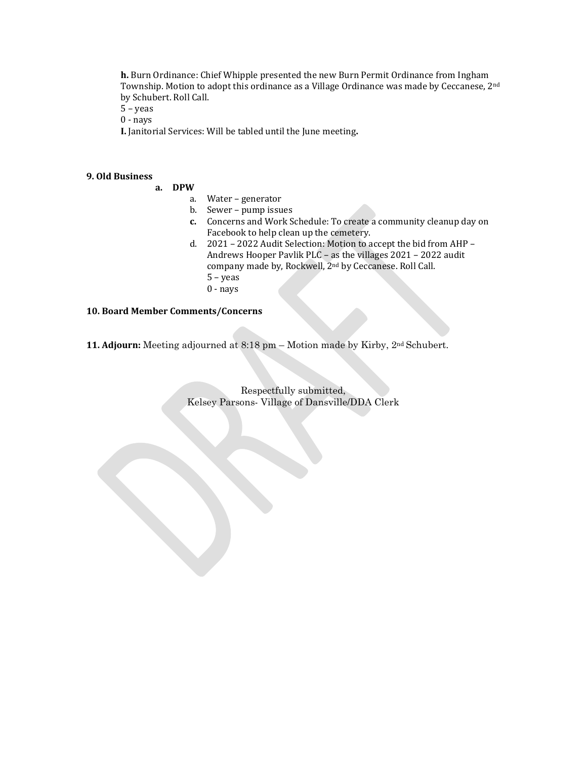**h.** Burn Ordinance: Chief Whipple presented the new Burn Permit Ordinance from Ingham Township. Motion to adopt this ordinance as a Village Ordinance was made by Ceccanese, 2nd by Schubert. Roll Call.
5 – yeas
0 - nays

**I.** Janitorial Services: Will be tabled until the June meeting**.**

**9. Old Business**

- **a. DPW**
  - a. Water – generator
  - b. Sewer – pump issues
  - **c.** Concerns and Work Schedule: To create a community cleanup day on Facebook to help clean up the cemetery.
  - d. 2021 – 2022 Audit Selection: Motion to accept the bid from AHP – Andrews Hooper Pavlik PLC – as the villages 2021 – 2022 audit company made by, Rockwell, 2nd by Ceccanese. Roll Call.
    5 – yeas
    0 - nays

**10. Board Member Comments/Concerns**

**11. Adjourn:** Meeting adjourned at 8:18 pm – Motion made by Kirby, 2nd Schubert.

Respectfully submitted,
Kelsey Parsons- Village of Dansville/DDA Clerk

DRAFT